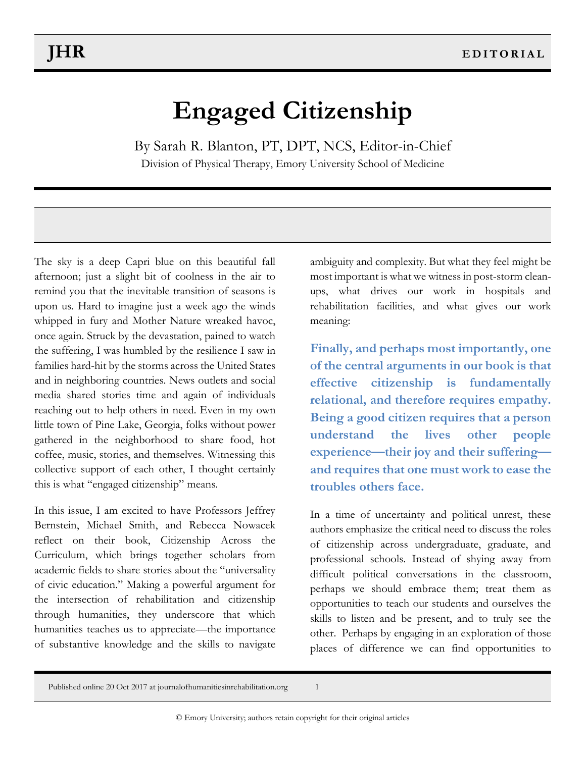# Engaged Citizenship

By Sarah R. Blanton, PT, DPT, NCS, Editor-in-Chief

Division of Physical Therapy, Emory University School of Medicine

The sky is a deep Capri blue on this beautiful fall afternoon; just a slight bit of coolness in the air to remind you that the inevitable transition of seasons is upon us. Hard to imagine just a week ago the winds whipped in fury and Mother Nature wreaked havoc, once again. Struck by the devastation, pained to watch the suffering, I was humbled by the resilience I saw in families hard-hit by the storms across the United States and in neighboring countries. News outlets and social media shared stories time and again of individuals reaching out to help others in need. Even in my own little town of Pine Lake, Georgia, folks without power gathered in the neighborhood to share food, hot coffee, music, stories, and themselves. Witnessing this collective support of each other, I thought certainly this is what "engaged citizenship" means.

In this issue, I am excited to have Professors Jeffrey Bernstein, Michael Smith, and Rebecca Nowacek reflect on their book, Citizenship Across the Curriculum, which brings together scholars from academic fields to share stories about the "universality of civic education." Making a powerful argument for the intersection of rehabilitation and citizenship through humanities, they underscore that which humanities teaches us to appreciate—the importance of substantive knowledge and the skills to navigate ambiguity and complexity. But what they feel might be most important is what we witness in post-storm clean-ups, what drives our work in hospitals and rehabilitation facilities, and what gives our work meaning:

> **Finally, and perhaps most importantly, one of the central arguments in our book is that effective citizenship is fundamentally relational, and therefore requires empathy. Being a good citizen requires that a person understand the lives other people experience—their joy and their suffering—and requires that one must work to ease the troubles others face.**

In a time of uncertainty and political unrest, these authors emphasize the critical need to discuss the roles of citizenship across undergraduate, graduate, and professional schools. Instead of shying away from difficult political conversations in the classroom, perhaps we should embrace them; treat them as opportunities to teach our students and ourselves the skills to listen and be present, and to truly see the other. Perhaps by engaging in an exploration of those places of difference we can find opportunities to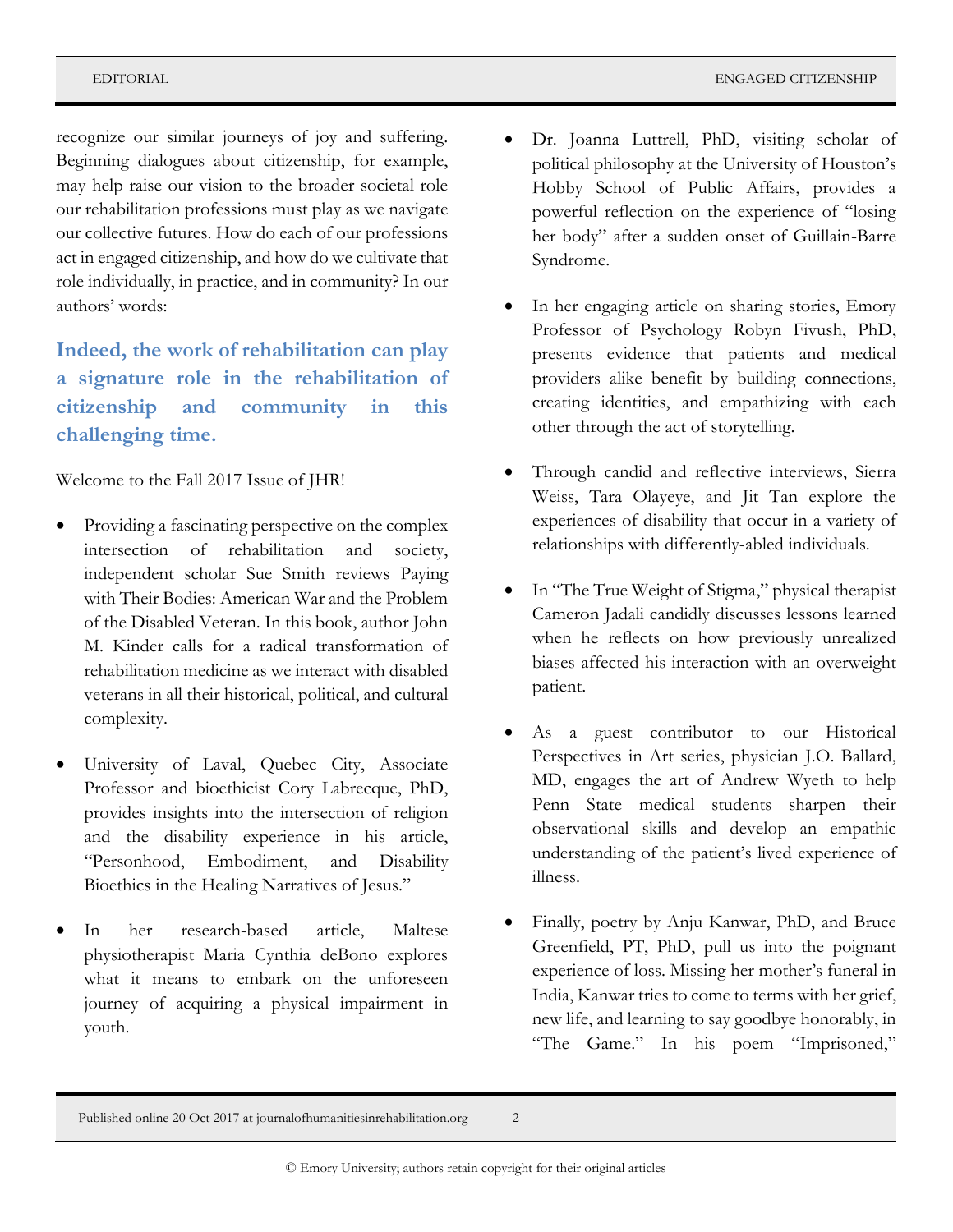recognize our similar journeys of joy and suffering. Beginning dialogues about citizenship, for example, may help raise our vision to the broader societal role our rehabilitation professions must play as we navigate our collective futures. How do each of our professions act in engaged citizenship, and how do we cultivate that role individually, in practice, and in community? In our authors' words:

**Indeed, the work of rehabilitation can play a signature role in the rehabilitation of citizenship and community in this challenging time.**

Welcome to the Fall 2017 Issue of JHR!

- Providing a fascinating perspective on the complex intersection of rehabilitation and society, independent scholar Sue Smith reviews Paying with Their Bodies: American War and the Problem of the Disabled Veteran. In this book, author John M. Kinder calls for a radical transformation of rehabilitation medicine as we interact with disabled veterans in all their historical, political, and cultural complexity.

- University of Laval, Quebec City, Associate Professor and bioethicist Cory Labrecque, PhD, provides insights into the intersection of religion and the disability experience in his article, "Personhood, Embodiment, and Disability Bioethics in the Healing Narratives of Jesus."

- In her research-based article, Maltese physiotherapist Maria Cynthia deBono explores what it means to embark on the unforeseen journey of acquiring a physical impairment in youth.

- Dr. Joanna Luttrell, PhD, visiting scholar of political philosophy at the University of Houston's Hobby School of Public Affairs, provides a powerful reflection on the experience of "losing her body" after a sudden onset of Guillain-Barre Syndrome.

- In her engaging article on sharing stories, Emory Professor of Psychology Robyn Fivush, PhD, presents evidence that patients and medical providers alike benefit by building connections, creating identities, and empathizing with each other through the act of storytelling.

- Through candid and reflective interviews, Sierra Weiss, Tara Olayeye, and Jit Tan explore the experiences of disability that occur in a variety of relationships with differently-abled individuals.

- In "The True Weight of Stigma," physical therapist Cameron Jadali candidly discusses lessons learned when he reflects on how previously unrealized biases affected his interaction with an overweight patient.

- As a guest contributor to our Historical Perspectives in Art series, physician J.O. Ballard, MD, engages the art of Andrew Wyeth to help Penn State medical students sharpen their observational skills and develop an empathic understanding of the patient's lived experience of illness.

- Finally, poetry by Anju Kanwar, PhD, and Bruce Greenfield, PT, PhD, pull us into the poignant experience of loss. Missing her mother's funeral in India, Kanwar tries to come to terms with her grief, new life, and learning to say goodbye honorably, in "The Game." In his poem "Imprisoned,"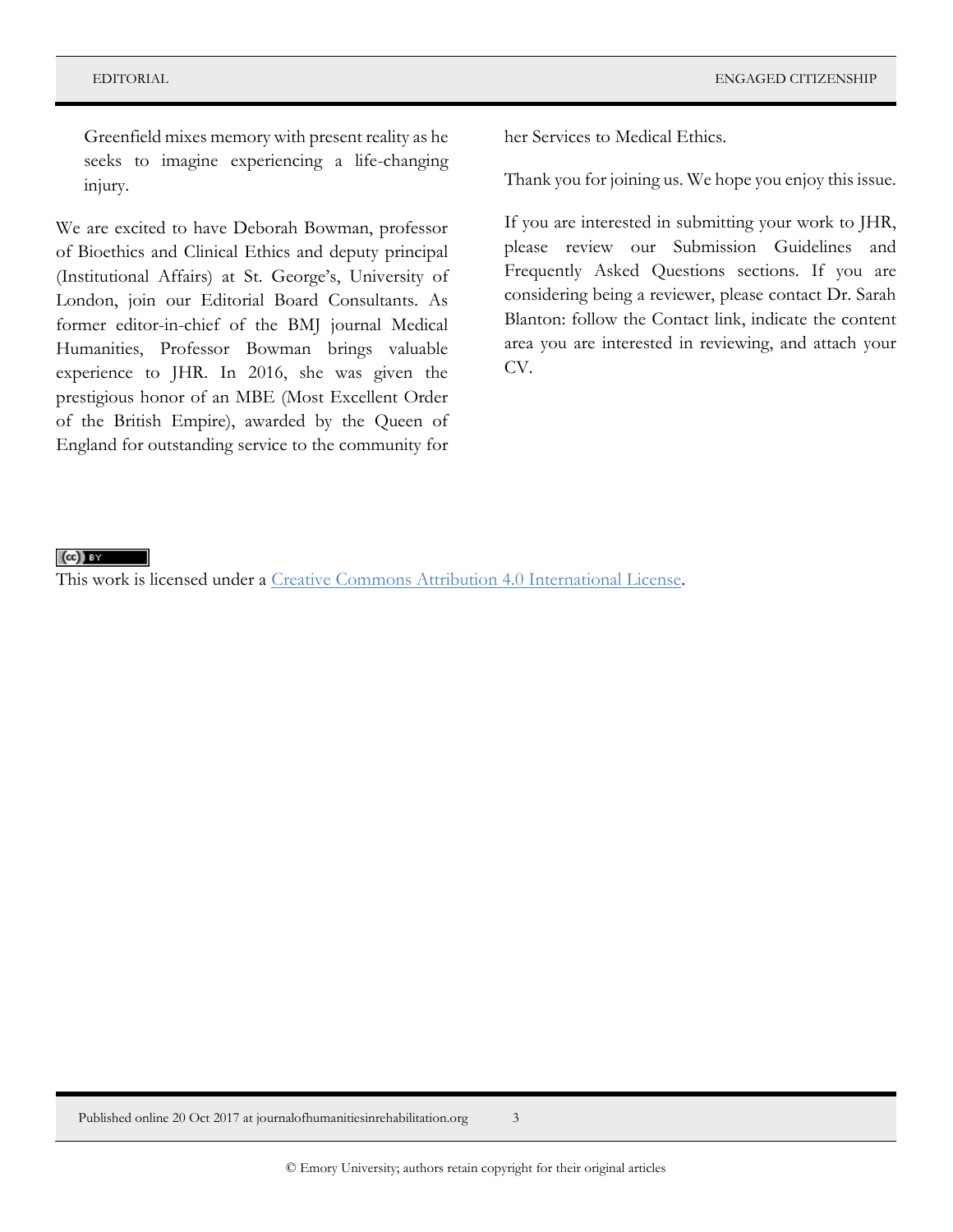Greenfield mixes memory with present reality as he seeks to imagine experiencing a life-changing injury.

We are excited to have Deborah Bowman, professor of Bioethics and Clinical Ethics and deputy principal (Institutional Affairs) at St. George's, University of London, join our Editorial Board Consultants. As former editor-in-chief of the BMJ journal Medical Humanities, Professor Bowman brings valuable experience to JHR. In 2016, she was given the prestigious honor of an MBE (Most Excellent Order of the British Empire), awarded by the Queen of England for outstanding service to the community for her Services to Medical Ethics.

Thank you for joining us. We hope you enjoy this issue.

If you are interested in submitting your work to JHR, please review our Submission Guidelines and Frequently Asked Questions sections. If you are considering being a reviewer, please contact Dr. Sarah Blanton: follow the Contact link, indicate the content area you are interested in reviewing, and attach your CV.

This work is licensed under a [Creative Commons Attribution 4.0 International License](https://creativecommons.org/licenses/by/4.0/).

© Emory University; authors retain copyright for their original articles